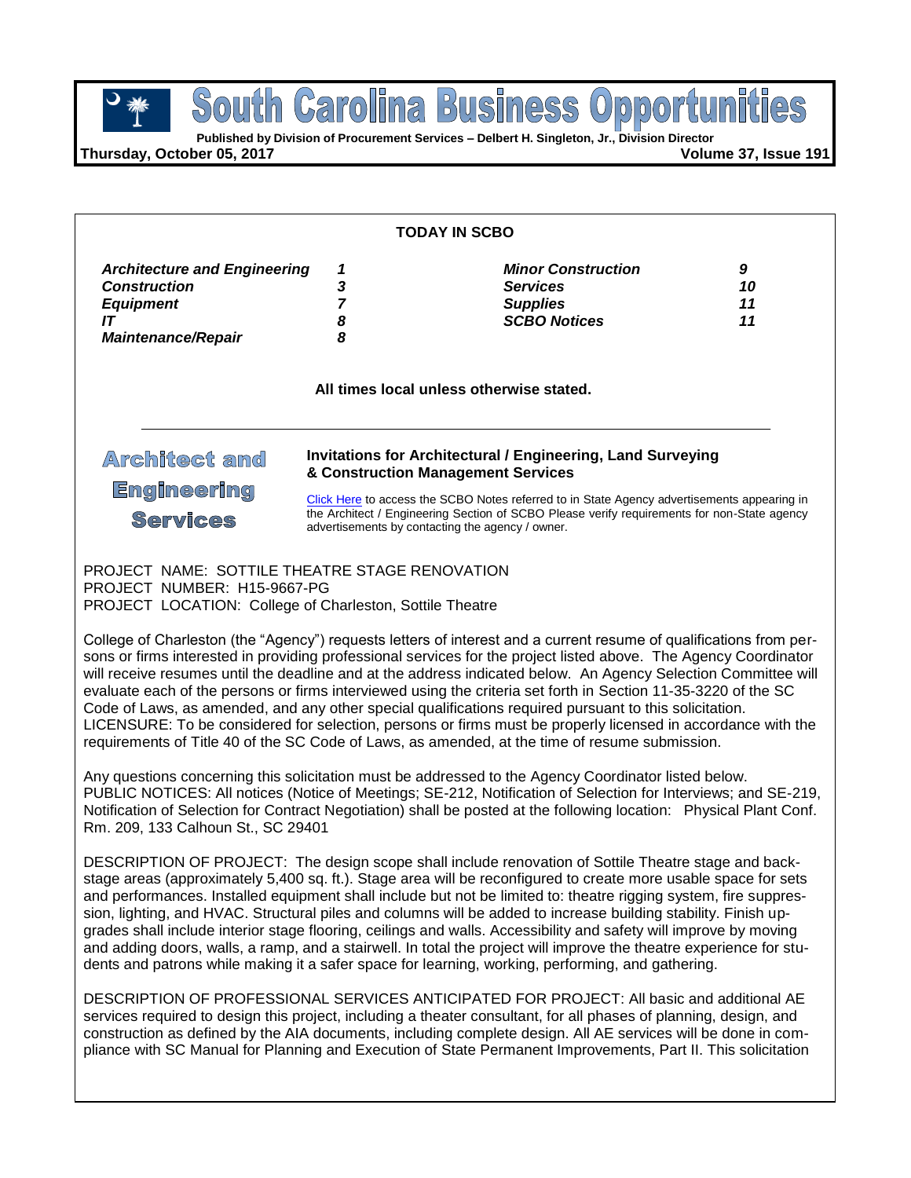# South Carolina Business Opportunities

**Published by Division of Procurement Services – Delbert H. Singleton, Jr., Division Director**

**Thursday, October 05, 2017** **Volume 37, Issue 191**

**TODAY IN SCBO**

| | | | |
|---|---|---|---|
| ***Architecture and Engineering*** | ***1*** | ***Minor Construction*** | ***9*** |
| ***Construction*** | ***3*** | ***Services*** | ***10*** |
| ***Equipment*** | ***7*** | ***Supplies*** | ***11*** |
| ***IT*** | ***8*** | ***SCBO Notices*** | ***11*** |
| ***Maintenance/Repair*** | ***8*** | | |

**All times local unless otherwise stated.**

## Architect and Engineering Services

### Invitations for Architectural / Engineering, Land Surveying & Construction Management Services

Click Here to access the SCBO Notes referred to in State Agency advertisements appearing in the Architect / Engineering Section of SCBO Please verify requirements for non-State agency advertisements by contacting the agency / owner.

PROJECT NAME: SOTTILE THEATRE STAGE RENOVATION
PROJECT NUMBER: H15-9667-PG
PROJECT LOCATION: College of Charleston, Sottile Theatre

College of Charleston (the "Agency") requests letters of interest and a current resume of qualifications from persons or firms interested in providing professional services for the project listed above. The Agency Coordinator will receive resumes until the deadline and at the address indicated below. An Agency Selection Committee will evaluate each of the persons or firms interviewed using the criteria set forth in Section 11-35-3220 of the SC Code of Laws, as amended, and any other special qualifications required pursuant to this solicitation.
LICENSURE: To be considered for selection, persons or firms must be properly licensed in accordance with the requirements of Title 40 of the SC Code of Laws, as amended, at the time of resume submission.

Any questions concerning this solicitation must be addressed to the Agency Coordinator listed below.
PUBLIC NOTICES: All notices (Notice of Meetings; SE-212, Notification of Selection for Interviews; and SE-219, Notification of Selection for Contract Negotiation) shall be posted at the following location: Physical Plant Conf. Rm. 209, 133 Calhoun St., SC 29401

DESCRIPTION OF PROJECT: The design scope shall include renovation of Sottile Theatre stage and backstage areas (approximately 5,400 sq. ft.). Stage area will be reconfigured to create more usable space for sets and performances. Installed equipment shall include but not be limited to: theatre rigging system, fire suppression, lighting, and HVAC. Structural piles and columns will be added to increase building stability. Finish upgrades shall include interior stage flooring, ceilings and walls. Accessibility and safety will improve by moving and adding doors, walls, a ramp, and a stairwell. In total the project will improve the theatre experience for students and patrons while making it a safer space for learning, working, performing, and gathering.

DESCRIPTION OF PROFESSIONAL SERVICES ANTICIPATED FOR PROJECT: All basic and additional AE services required to design this project, including a theater consultant, for all phases of planning, design, and construction as defined by the AIA documents, including complete design. All AE services will be done in compliance with SC Manual for Planning and Execution of State Permanent Improvements, Part II. This solicitation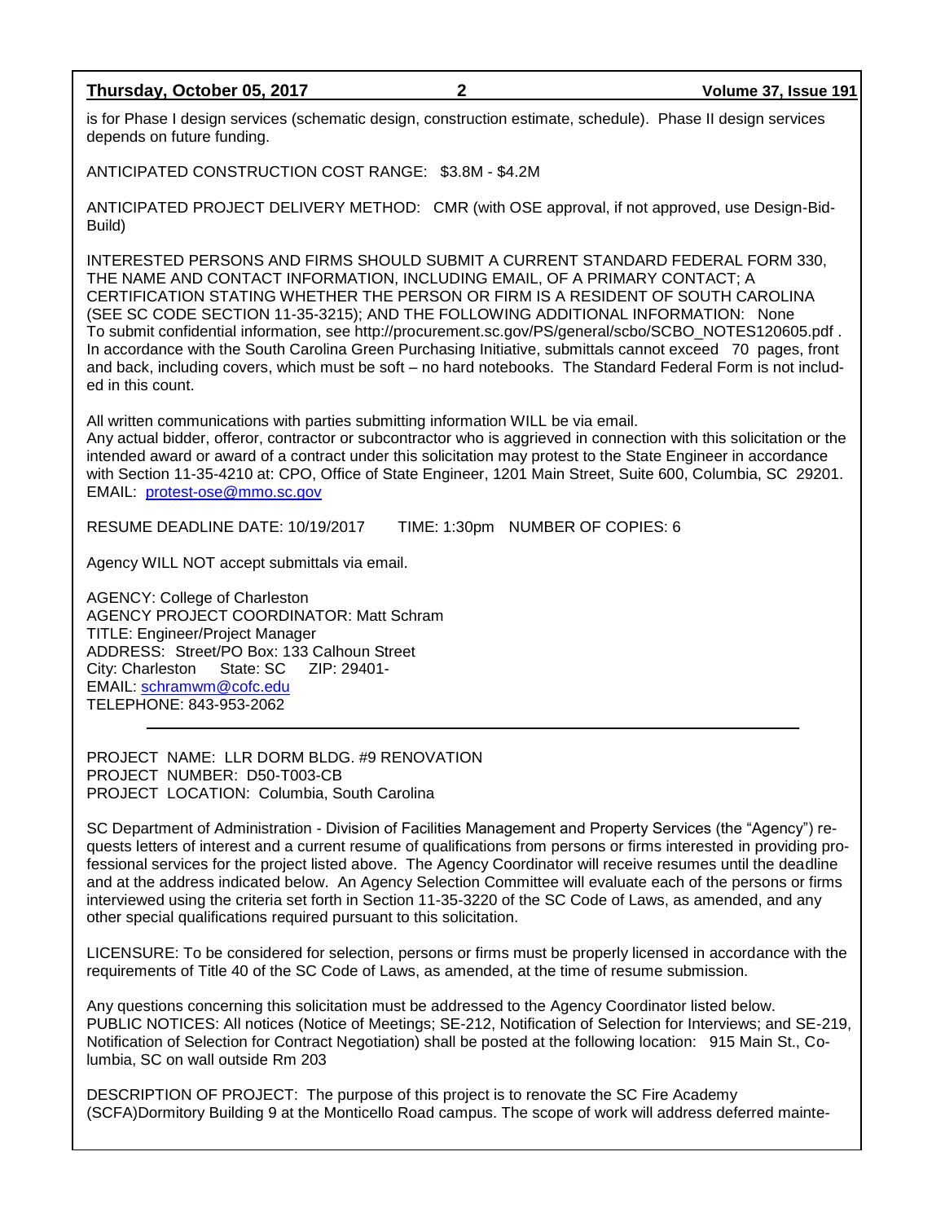is for Phase I design services (schematic design, construction estimate, schedule). Phase II design services depends on future funding.

ANTICIPATED CONSTRUCTION COST RANGE: $3.8M - $4.2M

ANTICIPATED PROJECT DELIVERY METHOD: CMR (with OSE approval, if not approved, use Design-Bid-Build)

INTERESTED PERSONS AND FIRMS SHOULD SUBMIT A CURRENT STANDARD FEDERAL FORM 330, THE NAME AND CONTACT INFORMATION, INCLUDING EMAIL, OF A PRIMARY CONTACT; A CERTIFICATION STATING WHETHER THE PERSON OR FIRM IS A RESIDENT OF SOUTH CAROLINA (SEE SC CODE SECTION 11-35-3215); AND THE FOLLOWING ADDITIONAL INFORMATION: None
To submit confidential information, see http://procurement.sc.gov/PS/general/scbo/SCBO_NOTES120605.pdf . In accordance with the South Carolina Green Purchasing Initiative, submittals cannot exceed 70 pages, front and back, including covers, which must be soft – no hard notebooks. The Standard Federal Form is not included in this count.

All written communications with parties submitting information WILL be via email.
Any actual bidder, offeror, contractor or subcontractor who is aggrieved in connection with this solicitation or the intended award or award of a contract under this solicitation may protest to the State Engineer in accordance with Section 11-35-4210 at: CPO, Office of State Engineer, 1201 Main Street, Suite 600, Columbia, SC 29201.
EMAIL: protest-ose@mmo.sc.gov

RESUME DEADLINE DATE: 10/19/2017 TIME: 1:30pm NUMBER OF COPIES: 6

Agency WILL NOT accept submittals via email.

AGENCY: College of Charleston
AGENCY PROJECT COORDINATOR: Matt Schram
TITLE: Engineer/Project Manager
ADDRESS: Street/PO Box: 133 Calhoun Street
City: Charleston State: SC ZIP: 29401-
EMAIL: schramwm@cofc.edu
TELEPHONE: 843-953-2062

---

PROJECT NAME: LLR DORM BLDG. #9 RENOVATION
PROJECT NUMBER: D50-T003-CB
PROJECT LOCATION: Columbia, South Carolina

SC Department of Administration - Division of Facilities Management and Property Services (the "Agency") requests letters of interest and a current resume of qualifications from persons or firms interested in providing professional services for the project listed above. The Agency Coordinator will receive resumes until the deadline and at the address indicated below. An Agency Selection Committee will evaluate each of the persons or firms interviewed using the criteria set forth in Section 11-35-3220 of the SC Code of Laws, as amended, and any other special qualifications required pursuant to this solicitation.

LICENSURE: To be considered for selection, persons or firms must be properly licensed in accordance with the requirements of Title 40 of the SC Code of Laws, as amended, at the time of resume submission.

Any questions concerning this solicitation must be addressed to the Agency Coordinator listed below.
PUBLIC NOTICES: All notices (Notice of Meetings; SE-212, Notification of Selection for Interviews; and SE-219, Notification of Selection for Contract Negotiation) shall be posted at the following location: 915 Main St., Columbia, SC on wall outside Rm 203

DESCRIPTION OF PROJECT: The purpose of this project is to renovate the SC Fire Academy (SCFA)Dormitory Building 9 at the Monticello Road campus. The scope of work will address deferred mainte-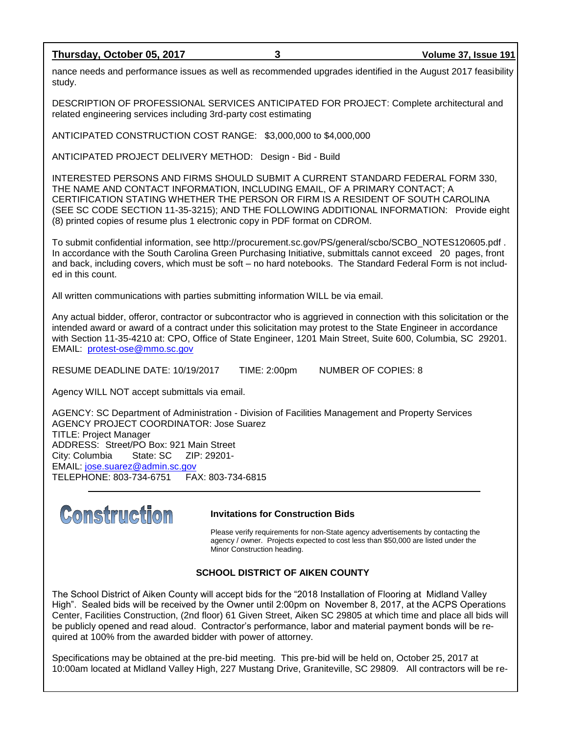nance needs and performance issues as well as recommended upgrades identified in the August 2017 feasibility study.

DESCRIPTION OF PROFESSIONAL SERVICES ANTICIPATED FOR PROJECT: Complete architectural and related engineering services including 3rd-party cost estimating

ANTICIPATED CONSTRUCTION COST RANGE: $3,000,000 to $4,000,000

ANTICIPATED PROJECT DELIVERY METHOD: Design - Bid - Build

INTERESTED PERSONS AND FIRMS SHOULD SUBMIT A CURRENT STANDARD FEDERAL FORM 330, THE NAME AND CONTACT INFORMATION, INCLUDING EMAIL, OF A PRIMARY CONTACT; A CERTIFICATION STATING WHETHER THE PERSON OR FIRM IS A RESIDENT OF SOUTH CAROLINA (SEE SC CODE SECTION 11-35-3215); AND THE FOLLOWING ADDITIONAL INFORMATION: Provide eight (8) printed copies of resume plus 1 electronic copy in PDF format on CDROM.

To submit confidential information, see http://procurement.sc.gov/PS/general/scbo/SCBO_NOTES120605.pdf . In accordance with the South Carolina Green Purchasing Initiative, submittals cannot exceed 20 pages, front and back, including covers, which must be soft – no hard notebooks. The Standard Federal Form is not included in this count.

All written communications with parties submitting information WILL be via email.

Any actual bidder, offeror, contractor or subcontractor who is aggrieved in connection with this solicitation or the intended award or award of a contract under this solicitation may protest to the State Engineer in accordance with Section 11-35-4210 at: CPO, Office of State Engineer, 1201 Main Street, Suite 600, Columbia, SC 29201. EMAIL: protest-ose@mmo.sc.gov

RESUME DEADLINE DATE: 10/19/2017 TIME: 2:00pm NUMBER OF COPIES: 8

Agency WILL NOT accept submittals via email.

AGENCY: SC Department of Administration - Division of Facilities Management and Property Services
AGENCY PROJECT COORDINATOR: Jose Suarez
TITLE: Project Manager
ADDRESS: Street/PO Box: 921 Main Street
City: Columbia State: SC ZIP: 29201-
EMAIL: jose.suarez@admin.sc.gov
TELEPHONE: 803-734-6751 FAX: 803-734-6815

---

# Construction

## Invitations for Construction Bids

Please verify requirements for non-State agency advertisements by contacting the agency / owner. Projects expected to cost less than $50,000 are listed under the Minor Construction heading.

### SCHOOL DISTRICT OF AIKEN COUNTY

The School District of Aiken County will accept bids for the "2018 Installation of Flooring at Midland Valley High". Sealed bids will be received by the Owner until 2:00pm on November 8, 2017, at the ACPS Operations Center, Facilities Construction, (2nd floor) 61 Given Street, Aiken SC 29805 at which time and place all bids will be publicly opened and read aloud. Contractor's performance, labor and material payment bonds will be required at 100% from the awarded bidder with power of attorney.

Specifications may be obtained at the pre-bid meeting. This pre-bid will be held on, October 25, 2017 at 10:00am located at Midland Valley High, 227 Mustang Drive, Graniteville, SC 29809. All contractors will be re-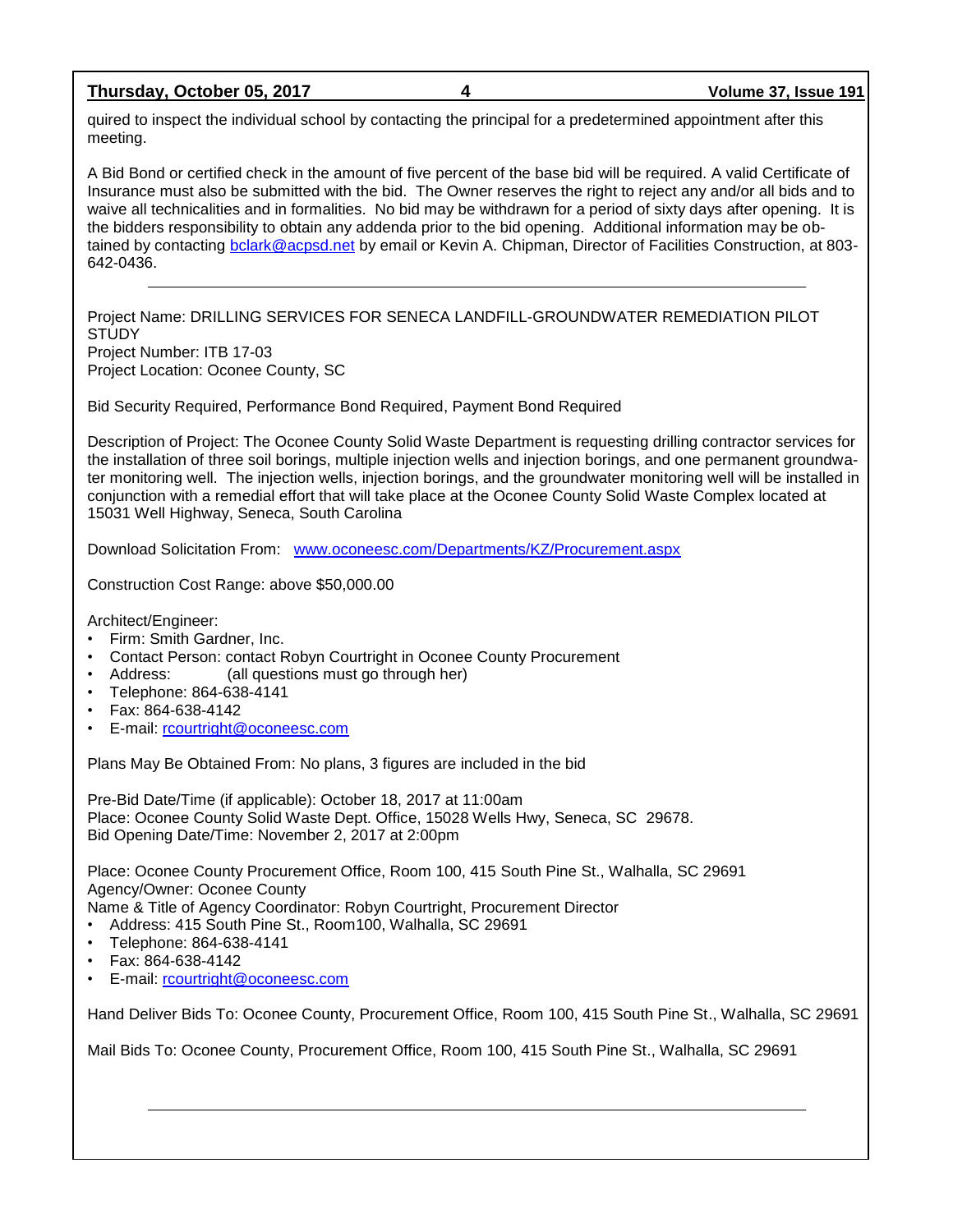quired to inspect the individual school by contacting the principal for a predetermined appointment after this meeting.

A Bid Bond or certified check in the amount of five percent of the base bid will be required. A valid Certificate of Insurance must also be submitted with the bid. The Owner reserves the right to reject any and/or all bids and to waive all technicalities and in formalities. No bid may be withdrawn for a period of sixty days after opening. It is the bidders responsibility to obtain any addenda prior to the bid opening. Additional information may be obtained by contacting bclark@acpsd.net by email or Kevin A. Chipman, Director of Facilities Construction, at 803-642-0436.

---

Project Name: DRILLING SERVICES FOR SENECA LANDFILL-GROUNDWATER REMEDIATION PILOT STUDY
Project Number: ITB 17-03
Project Location: Oconee County, SC

Bid Security Required, Performance Bond Required, Payment Bond Required

Description of Project: The Oconee County Solid Waste Department is requesting drilling contractor services for the installation of three soil borings, multiple injection wells and injection borings, and one permanent groundwater monitoring well. The injection wells, injection borings, and the groundwater monitoring well will be installed in conjunction with a remedial effort that will take place at the Oconee County Solid Waste Complex located at 15031 Well Highway, Seneca, South Carolina

Download Solicitation From: www.oconeesc.com/Departments/KZ/Procurement.aspx

Construction Cost Range: above $50,000.00

Architect/Engineer:

- Firm: Smith Gardner, Inc.
- Contact Person: contact Robyn Courtright in Oconee County Procurement
- Address: (all questions must go through her)
- Telephone: 864-638-4141
- Fax: 864-638-4142
- E-mail: rcourtright@oconeesc.com

Plans May Be Obtained From: No plans, 3 figures are included in the bid

Pre-Bid Date/Time (if applicable): October 18, 2017 at 11:00am
Place: Oconee County Solid Waste Dept. Office, 15028 Wells Hwy, Seneca, SC 29678.
Bid Opening Date/Time: November 2, 2017 at 2:00pm

Place: Oconee County Procurement Office, Room 100, 415 South Pine St., Walhalla, SC 29691
Agency/Owner: Oconee County
Name & Title of Agency Coordinator: Robyn Courtright, Procurement Director

- Address: 415 South Pine St., Room100, Walhalla, SC 29691
- Telephone: 864-638-4141
- Fax: 864-638-4142
- E-mail: rcourtright@oconeesc.com

Hand Deliver Bids To: Oconee County, Procurement Office, Room 100, 415 South Pine St., Walhalla, SC 29691

Mail Bids To: Oconee County, Procurement Office, Room 100, 415 South Pine St., Walhalla, SC 29691

---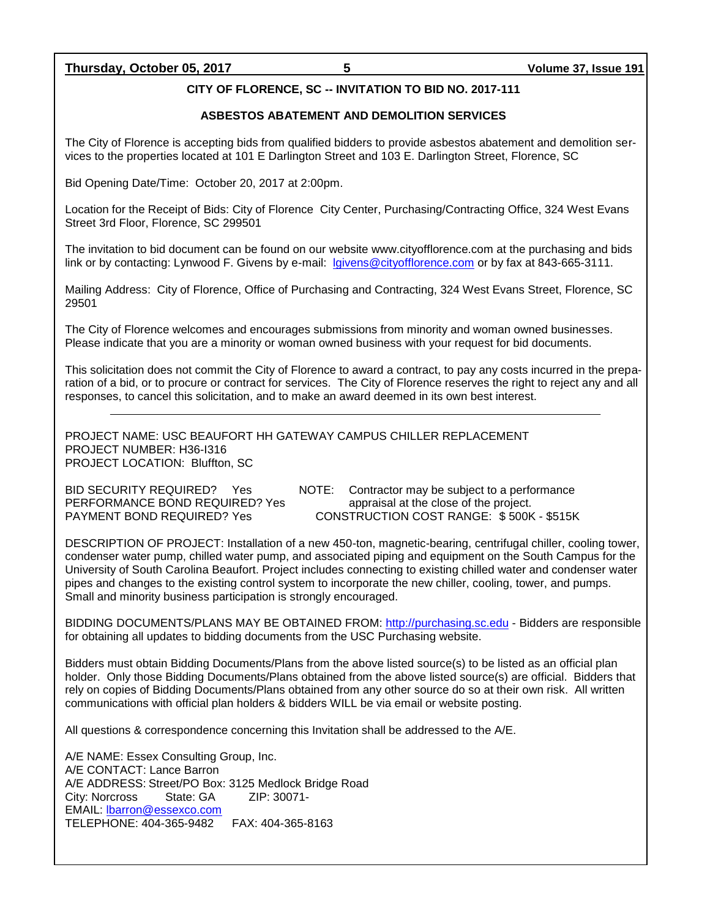## CITY OF FLORENCE, SC -- INVITATION TO BID NO. 2017-111

### ASBESTOS ABATEMENT AND DEMOLITION SERVICES

The City of Florence is accepting bids from qualified bidders to provide asbestos abatement and demolition services to the properties located at 101 E Darlington Street and 103 E. Darlington Street, Florence, SC

Bid Opening Date/Time: October 20, 2017 at 2:00pm.

Location for the Receipt of Bids: City of Florence City Center, Purchasing/Contracting Office, 324 West Evans Street 3rd Floor, Florence, SC 299501

The invitation to bid document can be found on our website www.cityofflorence.com at the purchasing and bids link or by contacting: Lynwood F. Givens by e-mail: lgivens@cityofflorence.com or by fax at 843-665-3111.

Mailing Address: City of Florence, Office of Purchasing and Contracting, 324 West Evans Street, Florence, SC 29501

The City of Florence welcomes and encourages submissions from minority and woman owned businesses. Please indicate that you are a minority or woman owned business with your request for bid documents.

This solicitation does not commit the City of Florence to award a contract, to pay any costs incurred in the preparation of a bid, or to procure or contract for services. The City of Florence reserves the right to reject any and all responses, to cancel this solicitation, and to make an award deemed in its own best interest.

---

PROJECT NAME: USC BEAUFORT HH GATEWAY CAMPUS CHILLER REPLACEMENT
PROJECT NUMBER: H36-I316
PROJECT LOCATION: Bluffton, SC

BID SECURITY REQUIRED? Yes
PERFORMANCE BOND REQUIRED? Yes
PAYMENT BOND REQUIRED? Yes

NOTE: Contractor may be subject to a performance appraisal at the close of the project.
CONSTRUCTION COST RANGE: $ 500K - $515K

DESCRIPTION OF PROJECT: Installation of a new 450-ton, magnetic-bearing, centrifugal chiller, cooling tower, condenser water pump, chilled water pump, and associated piping and equipment on the South Campus for the University of South Carolina Beaufort. Project includes connecting to existing chilled water and condenser water pipes and changes to the existing control system to incorporate the new chiller, cooling, tower, and pumps. Small and minority business participation is strongly encouraged.

BIDDING DOCUMENTS/PLANS MAY BE OBTAINED FROM: http://purchasing.sc.edu - Bidders are responsible for obtaining all updates to bidding documents from the USC Purchasing website.

Bidders must obtain Bidding Documents/Plans from the above listed source(s) to be listed as an official plan holder. Only those Bidding Documents/Plans obtained from the above listed source(s) are official. Bidders that rely on copies of Bidding Documents/Plans obtained from any other source do so at their own risk. All written communications with official plan holders & bidders WILL be via email or website posting.

All questions & correspondence concerning this Invitation shall be addressed to the A/E.

A/E NAME: Essex Consulting Group, Inc.
A/E CONTACT: Lance Barron
A/E ADDRESS: Street/PO Box: 3125 Medlock Bridge Road
City: Norcross State: GA ZIP: 30071-
EMAIL: lbarron@essexco.com
TELEPHONE: 404-365-9482 FAX: 404-365-8163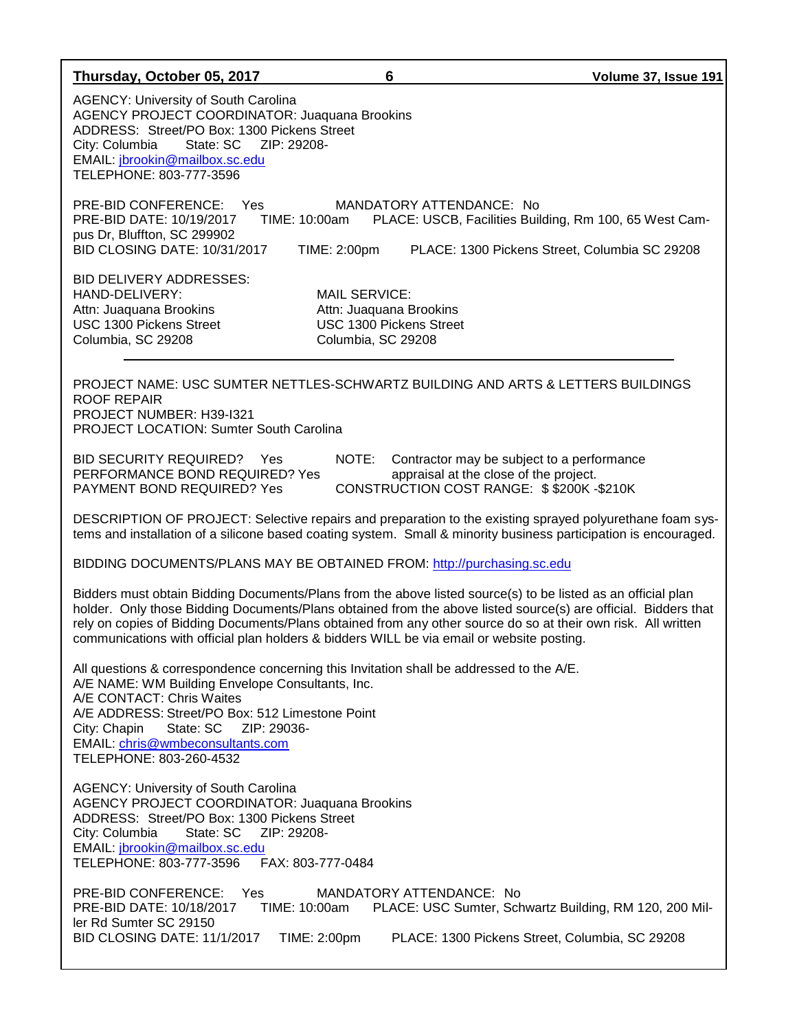AGENCY: University of South Carolina
AGENCY PROJECT COORDINATOR: Juaquana Brookins
ADDRESS: Street/PO Box: 1300 Pickens Street
City: Columbia State: SC ZIP: 29208-
EMAIL: jbrookin@mailbox.sc.edu
TELEPHONE: 803-777-3596

PRE-BID CONFERENCE: Yes MANDATORY ATTENDANCE: No
PRE-BID DATE: 10/19/2017 TIME: 10:00am PLACE: USCB, Facilities Building, Rm 100, 65 West Campus Dr, Bluffton, SC 299902
BID CLOSING DATE: 10/31/2017 TIME: 2:00pm PLACE: 1300 Pickens Street, Columbia SC 29208

BID DELIVERY ADDRESSES:

HAND-DELIVERY:
Attn: Juaquana Brookins
USC 1300 Pickens Street
Columbia, SC 29208

MAIL SERVICE:
Attn: Juaquana Brookins
USC 1300 Pickens Street
Columbia, SC 29208

---

PROJECT NAME: USC SUMTER NETTLES-SCHWARTZ BUILDING AND ARTS & LETTERS BUILDINGS ROOF REPAIR
PROJECT NUMBER: H39-I321
PROJECT LOCATION: Sumter South Carolina

BID SECURITY REQUIRED? Yes
PERFORMANCE BOND REQUIRED? Yes
PAYMENT BOND REQUIRED? Yes

NOTE: Contractor may be subject to a performance appraisal at the close of the project.
CONSTRUCTION COST RANGE: $ $200K -$210K

DESCRIPTION OF PROJECT: Selective repairs and preparation to the existing sprayed polyurethane foam systems and installation of a silicone based coating system. Small & minority business participation is encouraged.

BIDDING DOCUMENTS/PLANS MAY BE OBTAINED FROM: http://purchasing.sc.edu

Bidders must obtain Bidding Documents/Plans from the above listed source(s) to be listed as an official plan holder. Only those Bidding Documents/Plans obtained from the above listed source(s) are official. Bidders that rely on copies of Bidding Documents/Plans obtained from any other source do so at their own risk. All written communications with official plan holders & bidders WILL be via email or website posting.

All questions & correspondence concerning this Invitation shall be addressed to the A/E.
A/E NAME: WM Building Envelope Consultants, Inc.
A/E CONTACT: Chris Waites
A/E ADDRESS: Street/PO Box: 512 Limestone Point
City: Chapin State: SC ZIP: 29036-
EMAIL: chris@wmbeconsultants.com
TELEPHONE: 803-260-4532

AGENCY: University of South Carolina
AGENCY PROJECT COORDINATOR: Juaquana Brookins
ADDRESS: Street/PO Box: 1300 Pickens Street
City: Columbia State: SC ZIP: 29208-
EMAIL: jbrookin@mailbox.sc.edu
TELEPHONE: 803-777-3596 FAX: 803-777-0484

PRE-BID CONFERENCE: Yes MANDATORY ATTENDANCE: No
PRE-BID DATE: 10/18/2017 TIME: 10:00am PLACE: USC Sumter, Schwartz Building, RM 120, 200 Miller Rd Sumter SC 29150
BID CLOSING DATE: 11/1/2017 TIME: 2:00pm PLACE: 1300 Pickens Street, Columbia, SC 29208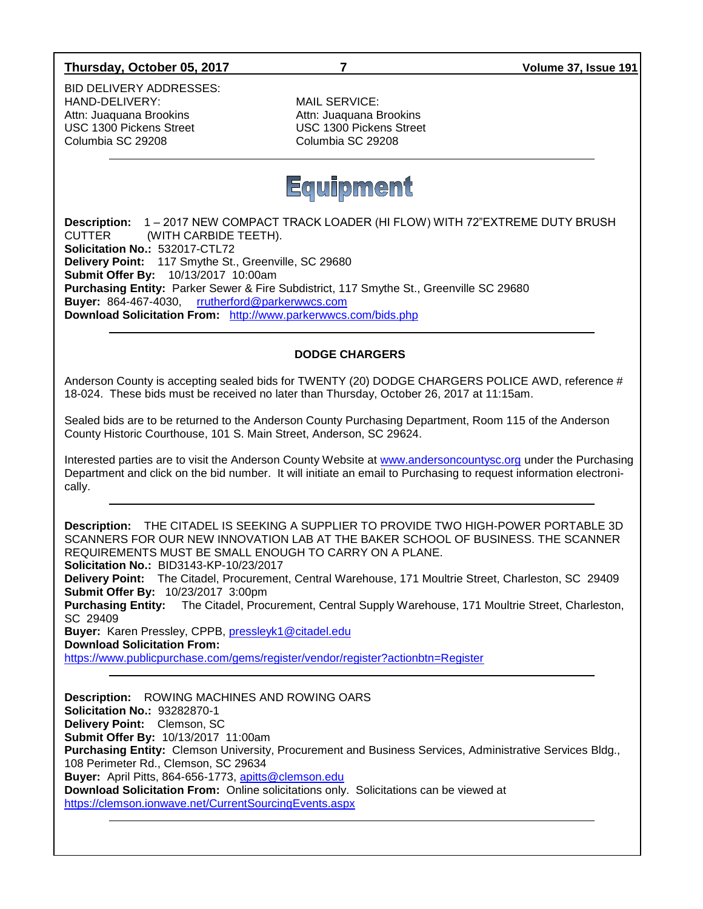BID DELIVERY ADDRESSES:

HAND-DELIVERY:
Attn: Juaquana Brookins
USC 1300 Pickens Street
Columbia SC 29208

MAIL SERVICE:
Attn: Juaquana Brookins
USC 1300 Pickens Street
Columbia SC 29208

---

# Equipment

**Description:** 1 – 2017 NEW COMPACT TRACK LOADER (HI FLOW) WITH 72"EXTREME DUTY BRUSH CUTTER (WITH CARBIDE TEETH).
**Solicitation No.:** 532017-CTL72
**Delivery Point:** 117 Smythe St., Greenville, SC 29680
**Submit Offer By:** 10/13/2017 10:00am
**Purchasing Entity:** Parker Sewer & Fire Subdistrict, 117 Smythe St., Greenville SC 29680
**Buyer:** 864-467-4030, rrutherford@parkerwwcs.com
**Download Solicitation From:** http://www.parkerwwcs.com/bids.php

---

### DODGE CHARGERS

Anderson County is accepting sealed bids for TWENTY (20) DODGE CHARGERS POLICE AWD, reference # 18-024. These bids must be received no later than Thursday, October 26, 2017 at 11:15am.

Sealed bids are to be returned to the Anderson County Purchasing Department, Room 115 of the Anderson County Historic Courthouse, 101 S. Main Street, Anderson, SC 29624.

Interested parties are to visit the Anderson County Website at www.andersoncountysc.org under the Purchasing Department and click on the bid number. It will initiate an email to Purchasing to request information electronically.

---

**Description:** THE CITADEL IS SEEKING A SUPPLIER TO PROVIDE TWO HIGH-POWER PORTABLE 3D SCANNERS FOR OUR NEW INNOVATION LAB AT THE BAKER SCHOOL OF BUSINESS. THE SCANNER REQUIREMENTS MUST BE SMALL ENOUGH TO CARRY ON A PLANE.
**Solicitation No.:** BID3143-KP-10/23/2017
**Delivery Point:** The Citadel, Procurement, Central Warehouse, 171 Moultrie Street, Charleston, SC 29409
**Submit Offer By:** 10/23/2017 3:00pm
**Purchasing Entity:** The Citadel, Procurement, Central Supply Warehouse, 171 Moultrie Street, Charleston, SC 29409
**Buyer:** Karen Pressley, CPPB, pressleyk1@citadel.edu
**Download Solicitation From:**
https://www.publicpurchase.com/gems/register/vendor/register?actionbtn=Register

---

**Description:** ROWING MACHINES AND ROWING OARS
**Solicitation No.:** 93282870-1
**Delivery Point:** Clemson, SC
**Submit Offer By:** 10/13/2017 11:00am
**Purchasing Entity:** Clemson University, Procurement and Business Services, Administrative Services Bldg., 108 Perimeter Rd., Clemson, SC 29634
**Buyer:** April Pitts, 864-656-1773, apitts@clemson.edu
**Download Solicitation From:** Online solicitations only. Solicitations can be viewed at https://clemson.ionwave.net/CurrentSourcingEvents.aspx

---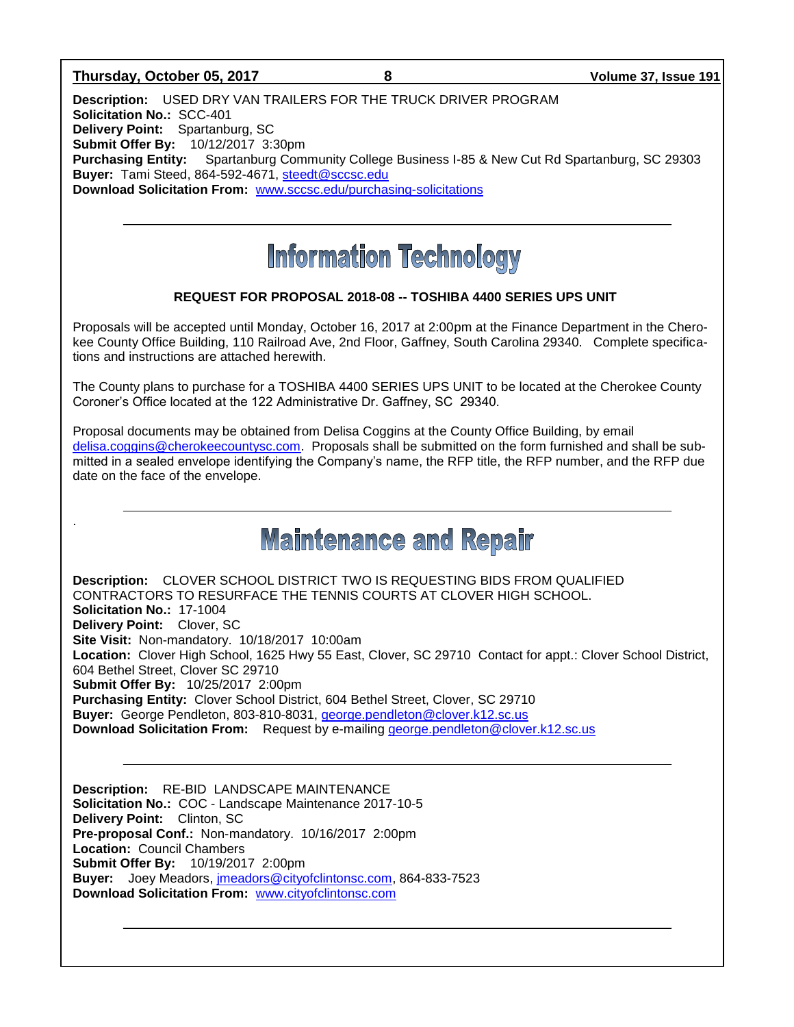**Description:** USED DRY VAN TRAILERS FOR THE TRUCK DRIVER PROGRAM
**Solicitation No.:** SCC-401
**Delivery Point:** Spartanburg, SC
**Submit Offer By:** 10/12/2017 3:30pm
**Purchasing Entity:** Spartanburg Community College Business I-85 & New Cut Rd Spartanburg, SC 29303
**Buyer:** Tami Steed, 864-592-4671, steedt@sccsc.edu
**Download Solicitation From:** www.sccsc.edu/purchasing-solicitations

---

# Information Technology

**REQUEST FOR PROPOSAL 2018-08 -- TOSHIBA 4400 SERIES UPS UNIT**

Proposals will be accepted until Monday, October 16, 2017 at 2:00pm at the Finance Department in the Cherokee County Office Building, 110 Railroad Ave, 2nd Floor, Gaffney, South Carolina 29340. Complete specifications and instructions are attached herewith.

The County plans to purchase for a TOSHIBA 4400 SERIES UPS UNIT to be located at the Cherokee County Coroner's Office located at the 122 Administrative Dr. Gaffney, SC 29340.

Proposal documents may be obtained from Delisa Coggins at the County Office Building, by email delisa.coggins@cherokeecountysc.com. Proposals shall be submitted on the form furnished and shall be submitted in a sealed envelope identifying the Company's name, the RFP title, the RFP number, and the RFP due date on the face of the envelope.

---

# Maintenance and Repair

**Description:** CLOVER SCHOOL DISTRICT TWO IS REQUESTING BIDS FROM QUALIFIED CONTRACTORS TO RESURFACE THE TENNIS COURTS AT CLOVER HIGH SCHOOL.
**Solicitation No.:** 17-1004
**Delivery Point:** Clover, SC
**Site Visit:** Non-mandatory. 10/18/2017 10:00am
**Location:** Clover High School, 1625 Hwy 55 East, Clover, SC 29710 Contact for appt.: Clover School District, 604 Bethel Street, Clover SC 29710
**Submit Offer By:** 10/25/2017 2:00pm
**Purchasing Entity:** Clover School District, 604 Bethel Street, Clover, SC 29710
**Buyer:** George Pendleton, 803-810-8031, george.pendleton@clover.k12.sc.us
**Download Solicitation From:** Request by e-mailing george.pendleton@clover.k12.sc.us

---

**Description:** RE-BID LANDSCAPE MAINTENANCE
**Solicitation No.:** COC - Landscape Maintenance 2017-10-5
**Delivery Point:** Clinton, SC
**Pre-proposal Conf.:** Non-mandatory. 10/16/2017 2:00pm
**Location:** Council Chambers
**Submit Offer By:** 10/19/2017 2:00pm
**Buyer:** Joey Meadors, jmeadors@cityofclintonsc.com, 864-833-7523
**Download Solicitation From:** www.cityofclintonsc.com

---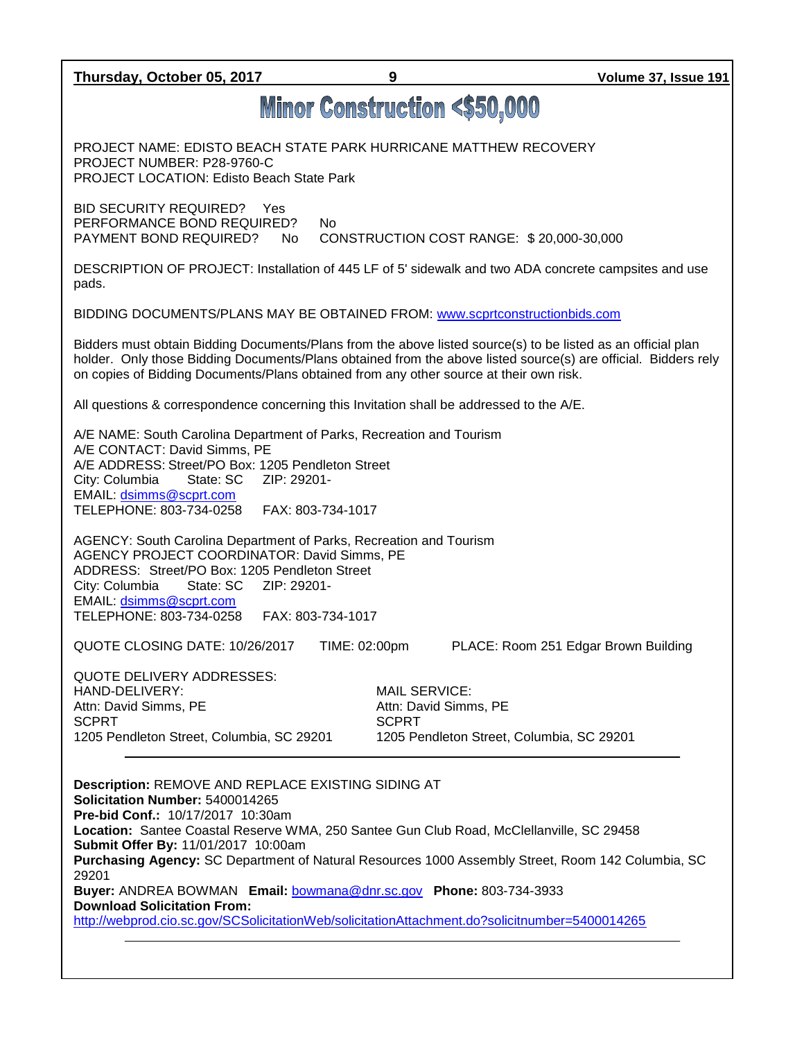# Minor Construction <$50,000

PROJECT NAME: EDISTO BEACH STATE PARK HURRICANE MATTHEW RECOVERY
PROJECT NUMBER: P28-9760-C
PROJECT LOCATION: Edisto Beach State Park

BID SECURITY REQUIRED? Yes
PERFORMANCE BOND REQUIRED? No
PAYMENT BOND REQUIRED? No CONSTRUCTION COST RANGE: $ 20,000-30,000

DESCRIPTION OF PROJECT: Installation of 445 LF of 5' sidewalk and two ADA concrete campsites and use pads.

BIDDING DOCUMENTS/PLANS MAY BE OBTAINED FROM: www.scprtconstructionbids.com

Bidders must obtain Bidding Documents/Plans from the above listed source(s) to be listed as an official plan holder. Only those Bidding Documents/Plans obtained from the above listed source(s) are official. Bidders rely on copies of Bidding Documents/Plans obtained from any other source at their own risk.

All questions & correspondence concerning this Invitation shall be addressed to the A/E.

A/E NAME: South Carolina Department of Parks, Recreation and Tourism
A/E CONTACT: David Simms, PE
A/E ADDRESS: Street/PO Box: 1205 Pendleton Street
City: Columbia State: SC ZIP: 29201-
EMAIL: dsimms@scprt.com
TELEPHONE: 803-734-0258 FAX: 803-734-1017

AGENCY: South Carolina Department of Parks, Recreation and Tourism
AGENCY PROJECT COORDINATOR: David Simms, PE
ADDRESS: Street/PO Box: 1205 Pendleton Street
City: Columbia State: SC ZIP: 29201-
EMAIL: dsimms@scprt.com
TELEPHONE: 803-734-0258 FAX: 803-734-1017

QUOTE CLOSING DATE: 10/26/2017 TIME: 02:00pm PLACE: Room 251 Edgar Brown Building

QUOTE DELIVERY ADDRESSES:

HAND-DELIVERY:
Attn: David Simms, PE
SCPRT
1205 Pendleton Street, Columbia, SC 29201

MAIL SERVICE:
Attn: David Simms, PE
SCPRT
1205 Pendleton Street, Columbia, SC 29201

---

**Description:** REMOVE AND REPLACE EXISTING SIDING AT
**Solicitation Number:** 5400014265
**Pre-bid Conf.:** 10/17/2017 10:30am
**Location:** Santee Coastal Reserve WMA, 250 Santee Gun Club Road, McClellanville, SC 29458
**Submit Offer By:** 11/01/2017 10:00am
**Purchasing Agency:** SC Department of Natural Resources 1000 Assembly Street, Room 142 Columbia, SC 29201
**Buyer:** ANDREA BOWMAN **Email:** bowmana@dnr.sc.gov **Phone:** 803-734-3933
**Download Solicitation From:**
http://webprod.cio.sc.gov/SCSolicitationWeb/solicitationAttachment.do?solicitnumber=5400014265

---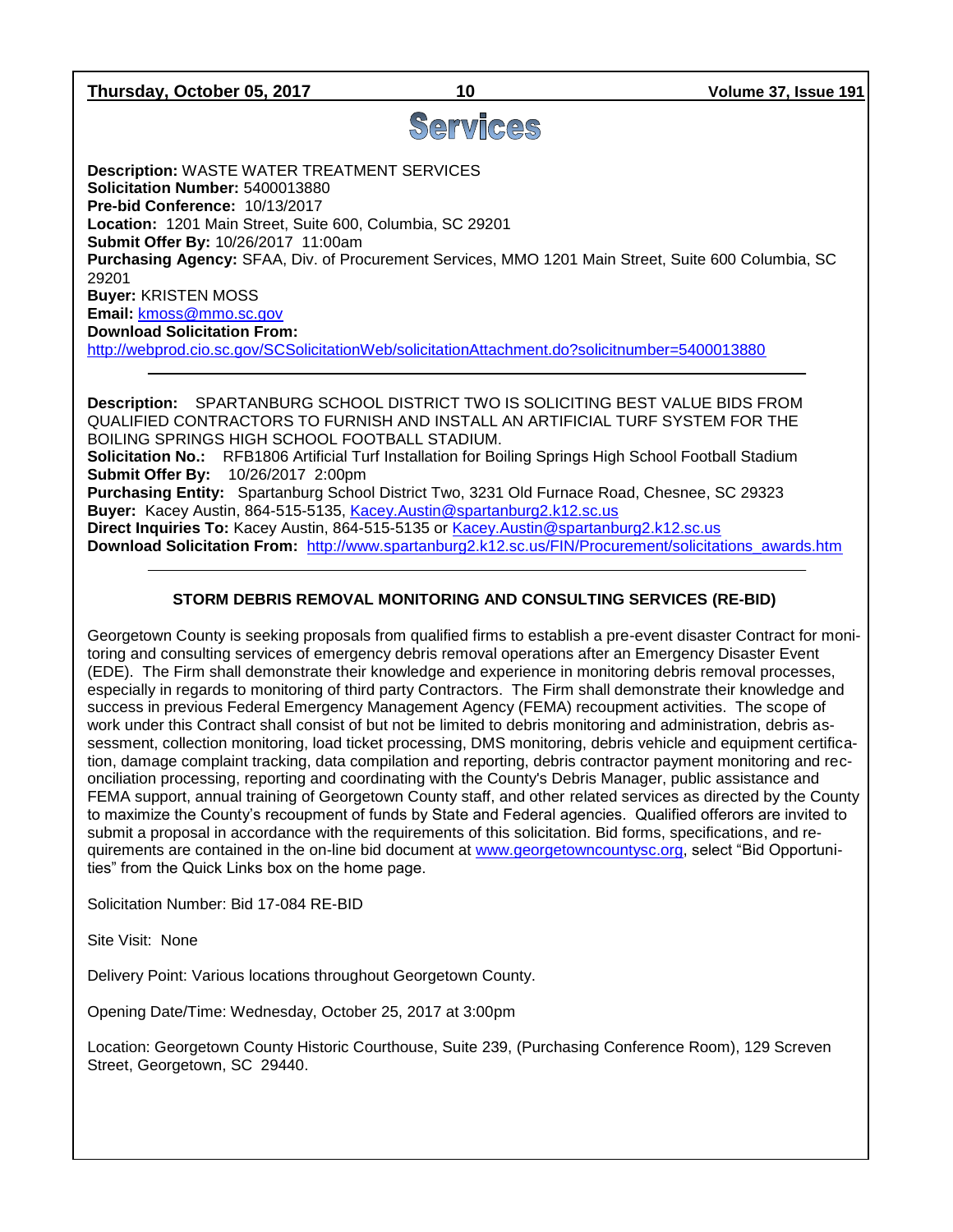# Services

**Description:** WASTE WATER TREATMENT SERVICES
**Solicitation Number:** 5400013880
**Pre-bid Conference:** 10/13/2017
**Location:** 1201 Main Street, Suite 600, Columbia, SC 29201
**Submit Offer By:** 10/26/2017 11:00am
**Purchasing Agency:** SFAA, Div. of Procurement Services, MMO 1201 Main Street, Suite 600 Columbia, SC 29201
**Buyer:** KRISTEN MOSS
**Email:** kmoss@mmo.sc.gov
**Download Solicitation From:**
http://webprod.cio.sc.gov/SCSolicitationWeb/solicitationAttachment.do?solicitnumber=5400013880

---

**Description:** SPARTANBURG SCHOOL DISTRICT TWO IS SOLICITING BEST VALUE BIDS FROM QUALIFIED CONTRACTORS TO FURNISH AND INSTALL AN ARTIFICIAL TURF SYSTEM FOR THE BOILING SPRINGS HIGH SCHOOL FOOTBALL STADIUM.
**Solicitation No.:** RFB1806 Artificial Turf Installation for Boiling Springs High School Football Stadium
**Submit Offer By:** 10/26/2017 2:00pm
**Purchasing Entity:** Spartanburg School District Two, 3231 Old Furnace Road, Chesnee, SC 29323
**Buyer:** Kacey Austin, 864-515-5135, Kacey.Austin@spartanburg2.k12.sc.us
**Direct Inquiries To:** Kacey Austin, 864-515-5135 or Kacey.Austin@spartanburg2.k12.sc.us
**Download Solicitation From:** http://www.spartanburg2.k12.sc.us/FIN/Procurement/solicitations_awards.htm

---

### STORM DEBRIS REMOVAL MONITORING AND CONSULTING SERVICES (RE-BID)

Georgetown County is seeking proposals from qualified firms to establish a pre-event disaster Contract for monitoring and consulting services of emergency debris removal operations after an Emergency Disaster Event (EDE). The Firm shall demonstrate their knowledge and experience in monitoring debris removal processes, especially in regards to monitoring of third party Contractors. The Firm shall demonstrate their knowledge and success in previous Federal Emergency Management Agency (FEMA) recoupment activities. The scope of work under this Contract shall consist of but not be limited to debris monitoring and administration, debris assessment, collection monitoring, load ticket processing, DMS monitoring, debris vehicle and equipment certification, damage complaint tracking, data compilation and reporting, debris contractor payment monitoring and reconciliation processing, reporting and coordinating with the County's Debris Manager, public assistance and FEMA support, annual training of Georgetown County staff, and other related services as directed by the County to maximize the County's recoupment of funds by State and Federal agencies. Qualified offerors are invited to submit a proposal in accordance with the requirements of this solicitation. Bid forms, specifications, and requirements are contained in the on-line bid document at www.georgetowncountysc.org, select "Bid Opportunities" from the Quick Links box on the home page.

Solicitation Number: Bid 17-084 RE-BID

Site Visit: None

Delivery Point: Various locations throughout Georgetown County.

Opening Date/Time: Wednesday, October 25, 2017 at 3:00pm

Location: Georgetown County Historic Courthouse, Suite 239, (Purchasing Conference Room), 129 Screven Street, Georgetown, SC 29440.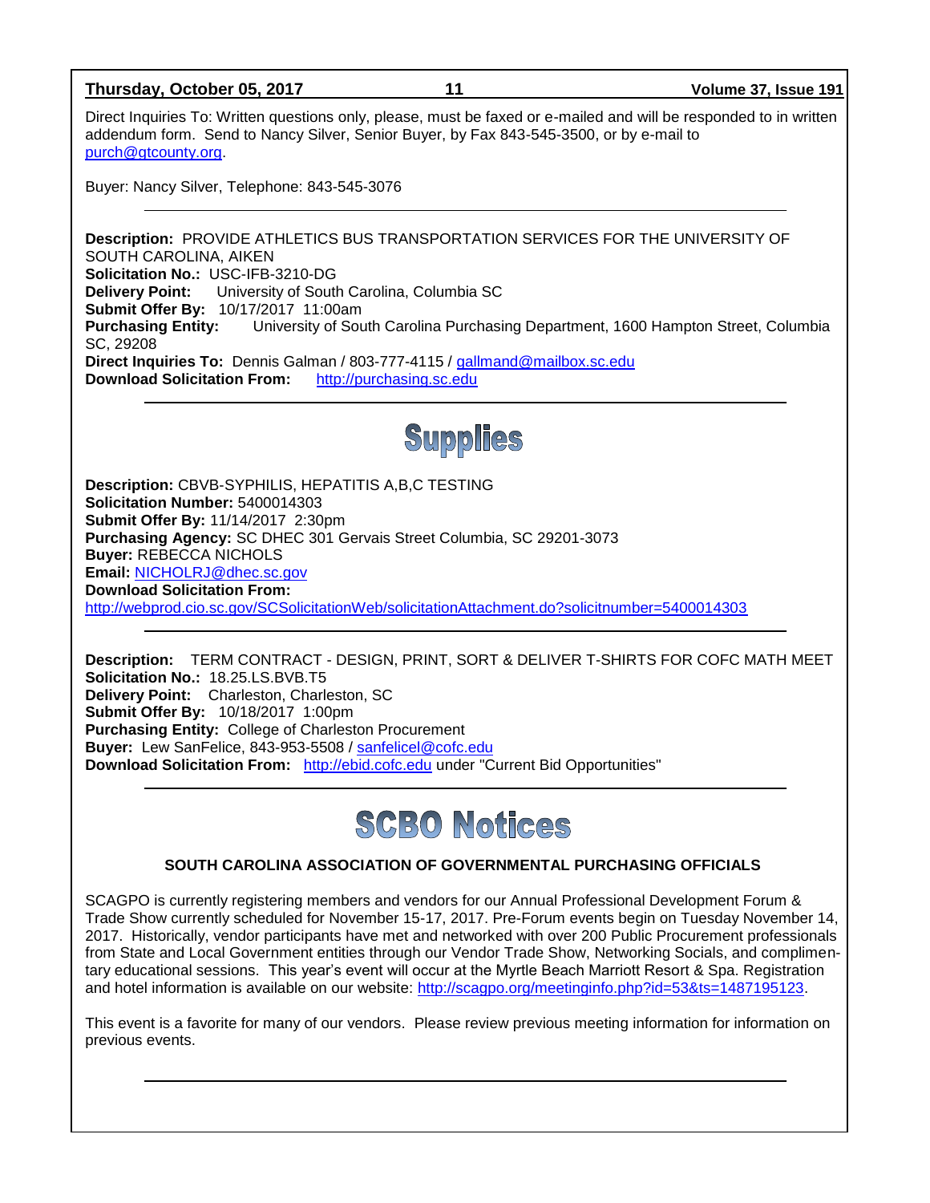Direct Inquiries To: Written questions only, please, must be faxed or e-mailed and will be responded to in written addendum form. Send to Nancy Silver, Senior Buyer, by Fax 843-545-3500, or by e-mail to purch@gtcounty.org.

Buyer: Nancy Silver, Telephone: 843-545-3076

---

**Description:** PROVIDE ATHLETICS BUS TRANSPORTATION SERVICES FOR THE UNIVERSITY OF SOUTH CAROLINA, AIKEN
**Solicitation No.:** USC-IFB-3210-DG
**Delivery Point:** University of South Carolina, Columbia SC
**Submit Offer By:** 10/17/2017 11:00am
**Purchasing Entity:** University of South Carolina Purchasing Department, 1600 Hampton Street, Columbia SC, 29208
**Direct Inquiries To:** Dennis Galman / 803-777-4115 / gallmand@mailbox.sc.edu
**Download Solicitation From:** http://purchasing.sc.edu

---

# Supplies

**Description:** CBVB-SYPHILIS, HEPATITIS A,B,C TESTING
**Solicitation Number:** 5400014303
**Submit Offer By:** 11/14/2017 2:30pm
**Purchasing Agency:** SC DHEC 301 Gervais Street Columbia, SC 29201-3073
**Buyer:** REBECCA NICHOLS
**Email:** NICHOLRJ@dhec.sc.gov
**Download Solicitation From:**
http://webprod.cio.sc.gov/SCSolicitationWeb/solicitationAttachment.do?solicitnumber=5400014303

---

**Description:** TERM CONTRACT - DESIGN, PRINT, SORT & DELIVER T-SHIRTS FOR COFC MATH MEET
**Solicitation No.:** 18.25.LS.BVB.T5
**Delivery Point:** Charleston, Charleston, SC
**Submit Offer By:** 10/18/2017 1:00pm
**Purchasing Entity:** College of Charleston Procurement
**Buyer:** Lew SanFelice, 843-953-5508 / sanfelicel@cofc.edu
**Download Solicitation From:** http://ebid.cofc.edu under "Current Bid Opportunities"

---

# SCBO Notices

### SOUTH CAROLINA ASSOCIATION OF GOVERNMENTAL PURCHASING OFFICIALS

SCAGPO is currently registering members and vendors for our Annual Professional Development Forum & Trade Show currently scheduled for November 15-17, 2017. Pre-Forum events begin on Tuesday November 14, 2017. Historically, vendor participants have met and networked with over 200 Public Procurement professionals from State and Local Government entities through our Vendor Trade Show, Networking Socials, and complimentary educational sessions. This year's event will occur at the Myrtle Beach Marriott Resort & Spa. Registration and hotel information is available on our website: http://scagpo.org/meetinginfo.php?id=53&ts=1487195123.

This event is a favorite for many of our vendors. Please review previous meeting information for information on previous events.

---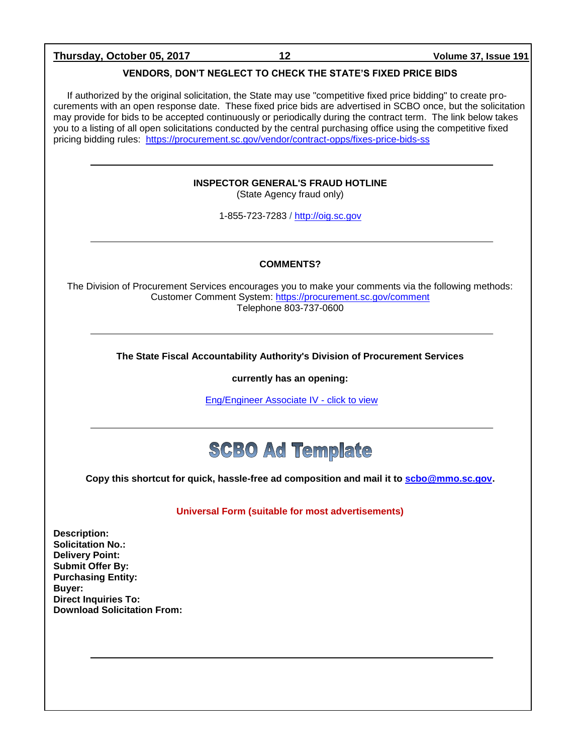### VENDORS, DON'T NEGLECT TO CHECK THE STATE'S FIXED PRICE BIDS

If authorized by the original solicitation, the State may use "competitive fixed price bidding" to create procurements with an open response date. These fixed price bids are advertised in SCBO once, but the solicitation may provide for bids to be accepted continuously or periodically during the contract term. The link below takes you to a listing of all open solicitations conducted by the central purchasing office using the competitive fixed pricing bidding rules: https://procurement.sc.gov/vendor/contract-opps/fixes-price-bids-ss

---

**INSPECTOR GENERAL'S FRAUD HOTLINE**

(State Agency fraud only)

1-855-723-7283 / http://oig.sc.gov

---

**COMMENTS?**

The Division of Procurement Services encourages you to make your comments via the following methods:
Customer Comment System: https://procurement.sc.gov/comment
Telephone 803-737-0600

---

**The State Fiscal Accountability Authority's Division of Procurement Services**

**currently has an opening:**

Eng/Engineer Associate IV - click to view

---

## SCBO Ad Template

**Copy this shortcut for quick, hassle-free ad composition and mail it to scbo@mmo.sc.gov.**

**Universal Form (suitable for most advertisements)**

**Description:**
**Solicitation No.:**
**Delivery Point:**
**Submit Offer By:**
**Purchasing Entity:**
**Buyer:**
**Direct Inquiries To:**
**Download Solicitation From:**

---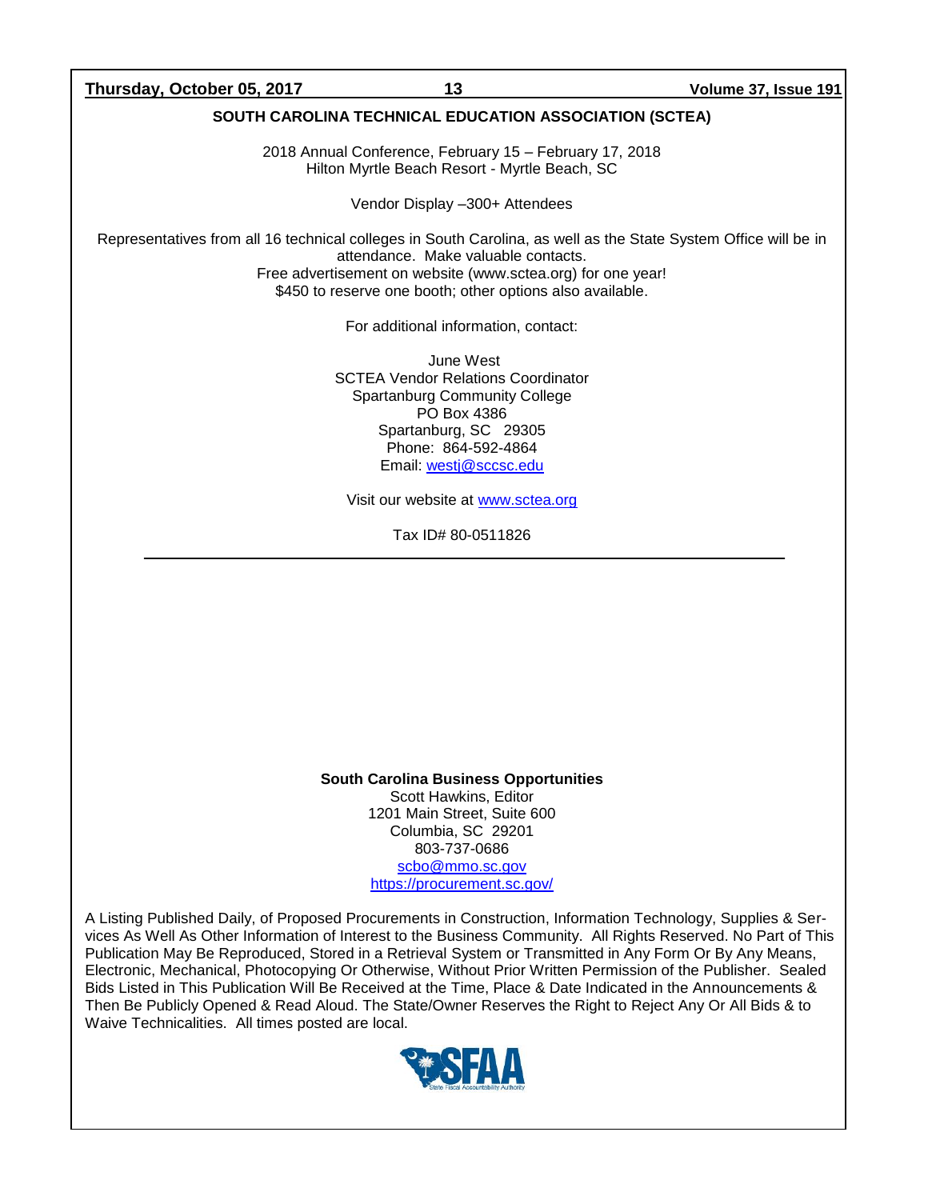## SOUTH CAROLINA TECHNICAL EDUCATION ASSOCIATION (SCTEA)

2018 Annual Conference, February 15 – February 17, 2018
Hilton Myrtle Beach Resort - Myrtle Beach, SC

Vendor Display –300+ Attendees

Representatives from all 16 technical colleges in South Carolina, as well as the State System Office will be in attendance. Make valuable contacts.
Free advertisement on website (www.sctea.org) for one year!
$450 to reserve one booth; other options also available.

For additional information, contact:

June West
SCTEA Vendor Relations Coordinator
Spartanburg Community College
PO Box 4386
Spartanburg, SC 29305
Phone: 864-592-4864
Email: westj@sccsc.edu

Visit our website at www.sctea.org

Tax ID# 80-0511826

---

**South Carolina Business Opportunities**
Scott Hawkins, Editor
1201 Main Street, Suite 600
Columbia, SC 29201
803-737-0686
scbo@mmo.sc.gov
https://procurement.sc.gov/

A Listing Published Daily, of Proposed Procurements in Construction, Information Technology, Supplies & Services As Well As Other Information of Interest to the Business Community. All Rights Reserved. No Part of This Publication May Be Reproduced, Stored in a Retrieval System or Transmitted in Any Form Or By Any Means, Electronic, Mechanical, Photocopying Or Otherwise, Without Prior Written Permission of the Publisher. Sealed Bids Listed in This Publication Will Be Received at the Time, Place & Date Indicated in the Announcements & Then Be Publicly Opened & Read Aloud. The State/Owner Reserves the Right to Reject Any Or All Bids & to Waive Technicalities. All times posted are local.

SFAA
State Fiscal Accountability Authority